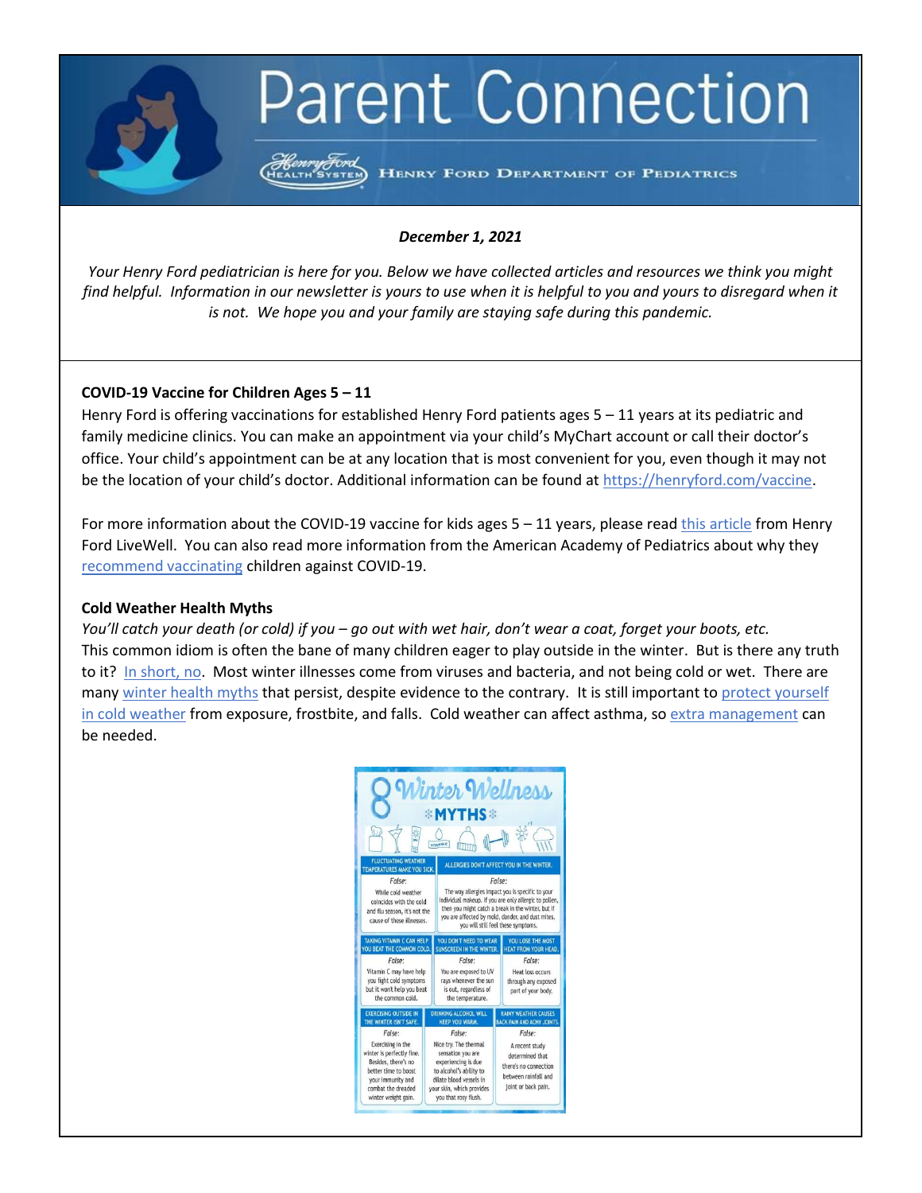# Parent Connection

HENRY FORD DEPARTMENT OF PEDIATRICS

***December 1, 2021***

*Your Henry Ford pediatrician is here for you. Below we have collected articles and resources we think you might find helpful. Information in our newsletter is yours to use when it is helpful to you and yours to disregard when it is not. We hope you and your family are staying safe during this pandemic.*

**COVID-19 Vaccine for Children Ages 5 – 11**

Henry Ford is offering vaccinations for established Henry Ford patients ages 5 – 11 years at its pediatric and family medicine clinics. You can make an appointment via your child's MyChart account or call their doctor's office. Your child's appointment can be at any location that is most convenient for you, even though it may not be the location of your child's doctor. Additional information can be found at https://henryford.com/vaccine.

For more information about the COVID-19 vaccine for kids ages 5 – 11 years, please read this article from Henry Ford LiveWell. You can also read more information from the American Academy of Pediatrics about why they recommend vaccinating children against COVID-19.

**Cold Weather Health Myths**

*You'll catch your death (or cold) if you – go out with wet hair, don't wear a coat, forget your boots, etc.* This common idiom is often the bane of many children eager to play outside in the winter. But is there any truth to it? In short, no. Most winter illnesses come from viruses and bacteria, and not being cold or wet. There are many winter health myths that persist, despite evidence to the contrary. It is still important to protect yourself in cold weather from exposure, frostbite, and falls. Cold weather can affect asthma, so extra management can be needed.

**8 Winter Wellness MYTHS**

| Myth | Answer |
| --- | --- |
| FLUCTUATING WEATHER TEMPERATURES MAKE YOU SICK. | False: While cold weather coincides with the cold and flu season, it's not the cause of these illnesses. |
| ALLERGIES DON'T AFFECT YOU IN THE WINTER. | False: The way allergies impact you is specific to your individual makeup. If you are only allergic to pollen, then you might catch a break in the winter, but if you are affected by mold, dander, and dust mites, you will still feel these symptoms. |
| TAKING VITAMIN C CAN HELP YOU BEAT THE COMMON COLD. | False: Vitamin C may have help you fight cold symptoms but it won't help you beat the common cold. |
| YOU DON'T NEED TO WEAR SUNSCREEN IN THE WINTER. | False: You are exposed to UV rays whenever the sun is out, regardless of the temperature. |
| YOU LOSE THE MOST HEAT FROM YOUR HEAD. | False: Heat loss occurs through any exposed part of your body. |
| EXERCISING OUTSIDE IN THE WINTER ISN'T SAFE. | False: Exercising in the winter is perfectly fine. Besides, there's no better time to boost your immunity and combat the dreaded winter weight gain. |
| DRINKING ALCOHOL WILL KEEP YOU WARM. | False: Nice try. The thermal sensation you are experiencing is due to alcohol's ability to dilate blood vessels in your skin, which provides you that rosy flush. |
| RAINY WEATHER CAUSES BACK PAIN AND ACHY JOINTS. | False: A recent study determined that there's no connection between rainfall and joint or back pain. |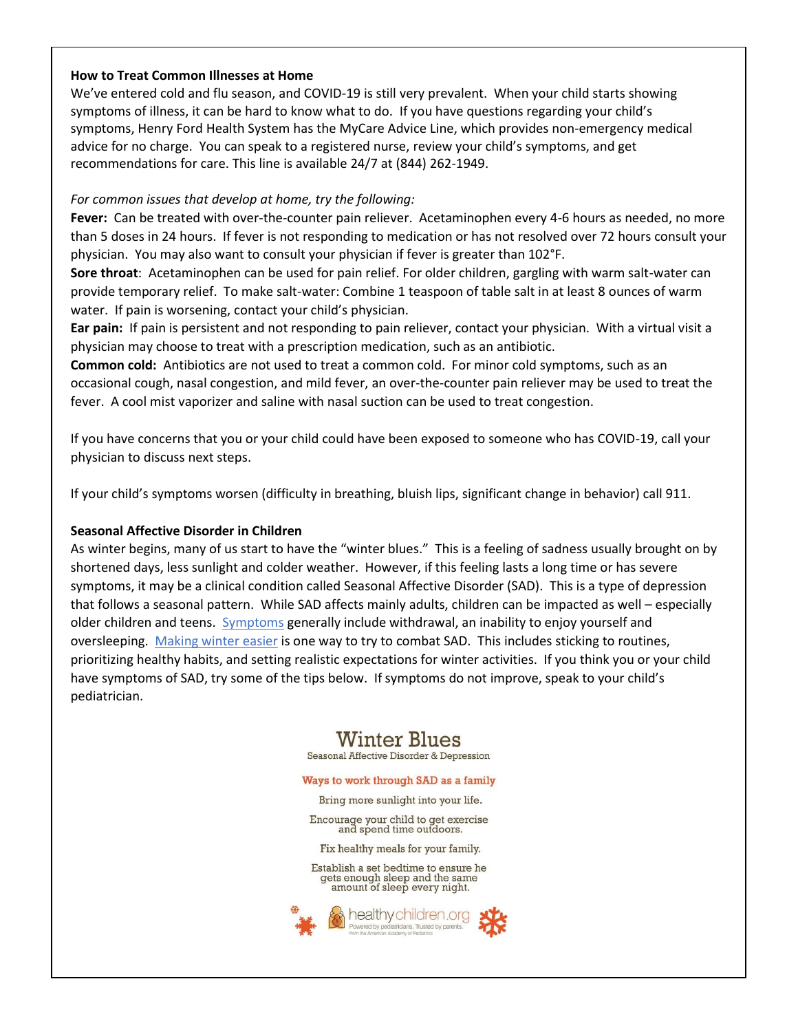**How to Treat Common Illnesses at Home**

We've entered cold and flu season, and COVID-19 is still very prevalent. When your child starts showing symptoms of illness, it can be hard to know what to do. If you have questions regarding your child's symptoms, Henry Ford Health System has the MyCare Advice Line, which provides non-emergency medical advice for no charge. You can speak to a registered nurse, review your child's symptoms, and get recommendations for care. This line is available 24/7 at (844) 262-1949.

*For common issues that develop at home, try the following:*

**Fever:** Can be treated with over-the-counter pain reliever. Acetaminophen every 4-6 hours as needed, no more than 5 doses in 24 hours. If fever is not responding to medication or has not resolved over 72 hours consult your physician. You may also want to consult your physician if fever is greater than 102°F.

**Sore throat**: Acetaminophen can be used for pain relief. For older children, gargling with warm salt-water can provide temporary relief. To make salt-water: Combine 1 teaspoon of table salt in at least 8 ounces of warm water. If pain is worsening, contact your child's physician.

**Ear pain:** If pain is persistent and not responding to pain reliever, contact your physician. With a virtual visit a physician may choose to treat with a prescription medication, such as an antibiotic.

**Common cold:** Antibiotics are not used to treat a common cold. For minor cold symptoms, such as an occasional cough, nasal congestion, and mild fever, an over-the-counter pain reliever may be used to treat the fever. A cool mist vaporizer and saline with nasal suction can be used to treat congestion.

If you have concerns that you or your child could have been exposed to someone who has COVID-19, call your physician to discuss next steps.

If your child's symptoms worsen (difficulty in breathing, bluish lips, significant change in behavior) call 911.

**Seasonal Affective Disorder in Children**

As winter begins, many of us start to have the "winter blues." This is a feeling of sadness usually brought on by shortened days, less sunlight and colder weather. However, if this feeling lasts a long time or has severe symptoms, it may be a clinical condition called Seasonal Affective Disorder (SAD). This is a type of depression that follows a seasonal pattern. While SAD affects mainly adults, children can be impacted as well – especially older children and teens. Symptoms generally include withdrawal, an inability to enjoy yourself and oversleeping. Making winter easier is one way to try to combat SAD. This includes sticking to routines, prioritizing healthy habits, and setting realistic expectations for winter activities. If you think you or your child have symptoms of SAD, try some of the tips below. If symptoms do not improve, speak to your child's pediatrician.

Winter Blues

Seasonal Affective Disorder & Depression

Ways to work through SAD as a family

Bring more sunlight into your life.

Encourage your child to get exercise and spend time outdoors.

Fix healthy meals for your family.

Establish a set bedtime to ensure he gets enough sleep and the same amount of sleep every night.

healthychildren.org

Powered by pediatricians. Trusted by parents. from the American Academy of Pediatrics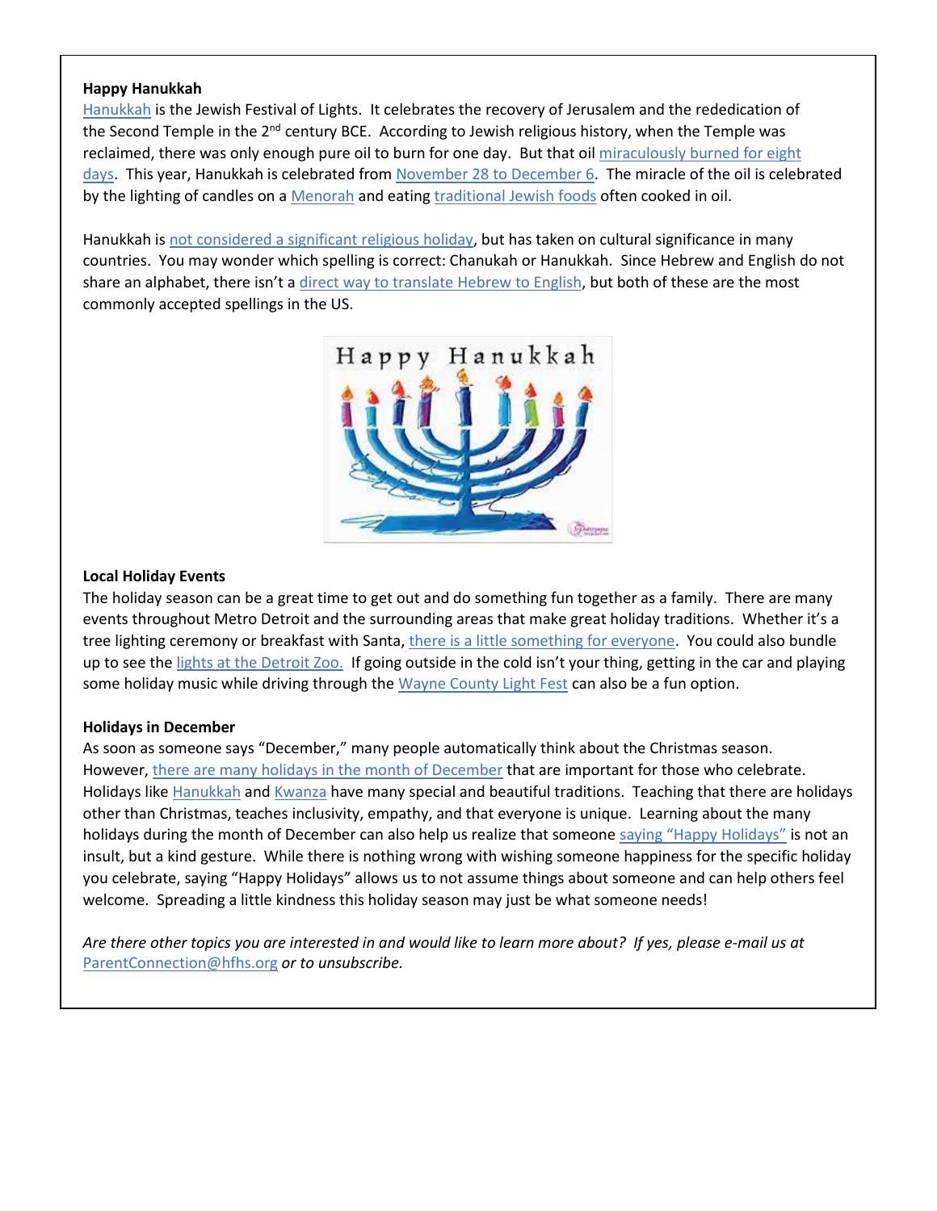**Happy Hanukkah**

Hanukkah is the Jewish Festival of Lights. It celebrates the recovery of Jerusalem and the rededication of the Second Temple in the 2nd century BCE. According to Jewish religious history, when the Temple was reclaimed, there was only enough pure oil to burn for one day. But that oil miraculously burned for eight days. This year, Hanukkah is celebrated from November 28 to December 6. The miracle of the oil is celebrated by the lighting of candles on a Menorah and eating traditional Jewish foods often cooked in oil.

Hanukkah is not considered a significant religious holiday, but has taken on cultural significance in many countries. You may wonder which spelling is correct: Chanukah or Hanukkah. Since Hebrew and English do not share an alphabet, there isn't a direct way to translate Hebrew to English, but both of these are the most commonly accepted spellings in the US.

**Local Holiday Events**

The holiday season can be a great time to get out and do something fun together as a family. There are many events throughout Metro Detroit and the surrounding areas that make great holiday traditions. Whether it's a tree lighting ceremony or breakfast with Santa, there is a little something for everyone. You could also bundle up to see the lights at the Detroit Zoo. If going outside in the cold isn't your thing, getting in the car and playing some holiday music while driving through the Wayne County Light Fest can also be a fun option.

**Holidays in December**

As soon as someone says "December," many people automatically think about the Christmas season. However, there are many holidays in the month of December that are important for those who celebrate. Holidays like Hanukkah and Kwanza have many special and beautiful traditions. Teaching that there are holidays other than Christmas, teaches inclusivity, empathy, and that everyone is unique. Learning about the many holidays during the month of December can also help us realize that someone saying "Happy Holidays" is not an insult, but a kind gesture. While there is nothing wrong with wishing someone happiness for the specific holiday you celebrate, saying "Happy Holidays" allows us to not assume things about someone and can help others feel welcome. Spreading a little kindness this holiday season may just be what someone needs!

*Are there other topics you are interested in and would like to learn more about? If yes, please e-mail us at* ParentConnection@hfhs.org *or to unsubscribe.*